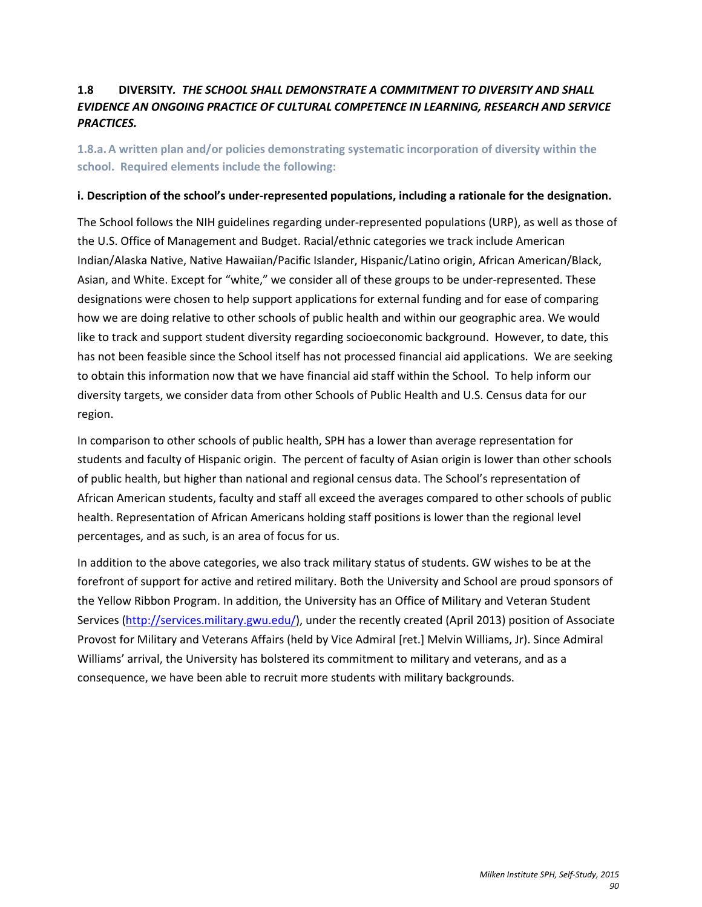## 1.8 DIVERSITY. *THE SCHOOL SHALL DEMONSTRATE A COMMITMENT TO DIVERSITY AND SHALL EVIDENCE AN ONGOING PRACTICE OF CULTURAL COMPETENCE IN LEARNING, RESEARCH AND SERVICE PRACTICES.*

### 1.8.a. A written plan and/or policies demonstrating systematic incorporation of diversity within the school. Required elements include the following:

**i. Description of the school's under-represented populations, including a rationale for the designation.**

The School follows the NIH guidelines regarding under-represented populations (URP), as well as those of the U.S. Office of Management and Budget. Racial/ethnic categories we track include American Indian/Alaska Native, Native Hawaiian/Pacific Islander, Hispanic/Latino origin, African American/Black, Asian, and White. Except for "white," we consider all of these groups to be under-represented. These designations were chosen to help support applications for external funding and for ease of comparing how we are doing relative to other schools of public health and within our geographic area. We would like to track and support student diversity regarding socioeconomic background. However, to date, this has not been feasible since the School itself has not processed financial aid applications. We are seeking to obtain this information now that we have financial aid staff within the School. To help inform our diversity targets, we consider data from other Schools of Public Health and U.S. Census data for our region.

In comparison to other schools of public health, SPH has a lower than average representation for students and faculty of Hispanic origin. The percent of faculty of Asian origin is lower than other schools of public health, but higher than national and regional census data. The School's representation of African American students, faculty and staff all exceed the averages compared to other schools of public health. Representation of African Americans holding staff positions is lower than the regional level percentages, and as such, is an area of focus for us.

In addition to the above categories, we also track military status of students. GW wishes to be at the forefront of support for active and retired military. Both the University and School are proud sponsors of the Yellow Ribbon Program. In addition, the University has an Office of Military and Veteran Student Services (http://services.military.gwu.edu/), under the recently created (April 2013) position of Associate Provost for Military and Veterans Affairs (held by Vice Admiral [ret.] Melvin Williams, Jr). Since Admiral Williams' arrival, the University has bolstered its commitment to military and veterans, and as a consequence, we have been able to recruit more students with military backgrounds.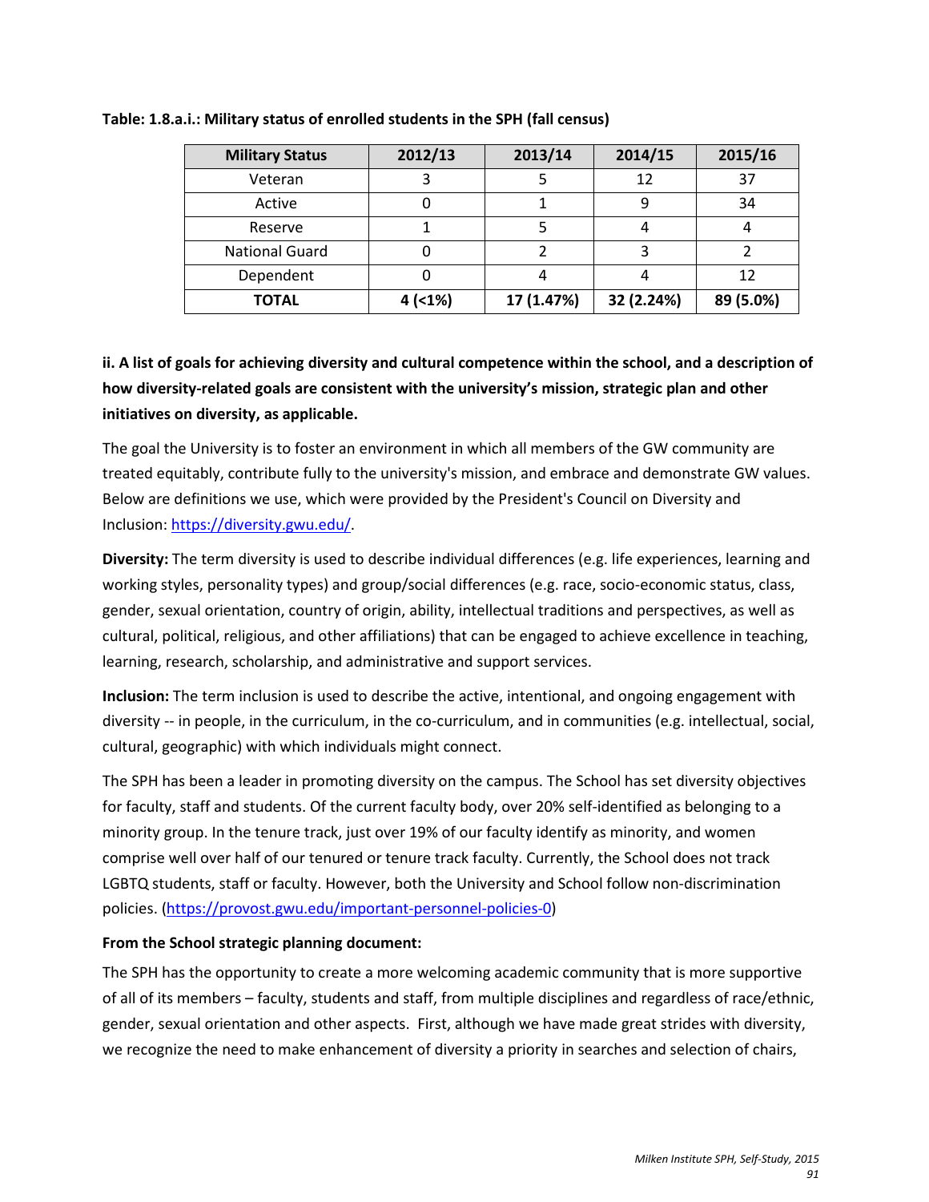**Table: 1.8.a.i.: Military status of enrolled students in the SPH (fall census)**

| Military Status | 2012/13 | 2013/14 | 2014/15 | 2015/16 |
|---|---|---|---|---|
| Veteran | 3 | 5 | 12 | 37 |
| Active | 0 | 1 | 9 | 34 |
| Reserve | 1 | 5 | 4 | 4 |
| National Guard | 0 | 2 | 3 | 2 |
| Dependent | 0 | 4 | 4 | 12 |
| **TOTAL** | **4 (<1%)** | **17 (1.47%)** | **32 (2.24%)** | **89 (5.0%)** |

**ii. A list of goals for achieving diversity and cultural competence within the school, and a description of how diversity-related goals are consistent with the university's mission, strategic plan and other initiatives on diversity, as applicable.**

The goal the University is to foster an environment in which all members of the GW community are treated equitably, contribute fully to the university's mission, and embrace and demonstrate GW values. Below are definitions we use, which were provided by the President's Council on Diversity and Inclusion: https://diversity.gwu.edu/.

**Diversity:** The term diversity is used to describe individual differences (e.g. life experiences, learning and working styles, personality types) and group/social differences (e.g. race, socio-economic status, class, gender, sexual orientation, country of origin, ability, intellectual traditions and perspectives, as well as cultural, political, religious, and other affiliations) that can be engaged to achieve excellence in teaching, learning, research, scholarship, and administrative and support services.

**Inclusion:** The term inclusion is used to describe the active, intentional, and ongoing engagement with diversity -- in people, in the curriculum, in the co-curriculum, and in communities (e.g. intellectual, social, cultural, geographic) with which individuals might connect.

The SPH has been a leader in promoting diversity on the campus. The School has set diversity objectives for faculty, staff and students. Of the current faculty body, over 20% self-identified as belonging to a minority group. In the tenure track, just over 19% of our faculty identify as minority, and women comprise well over half of our tenured or tenure track faculty. Currently, the School does not track LGBTQ students, staff or faculty. However, both the University and School follow non-discrimination policies. (https://provost.gwu.edu/important-personnel-policies-0)

**From the School strategic planning document:**

The SPH has the opportunity to create a more welcoming academic community that is more supportive of all of its members – faculty, students and staff, from multiple disciplines and regardless of race/ethnic, gender, sexual orientation and other aspects. First, although we have made great strides with diversity, we recognize the need to make enhancement of diversity a priority in searches and selection of chairs,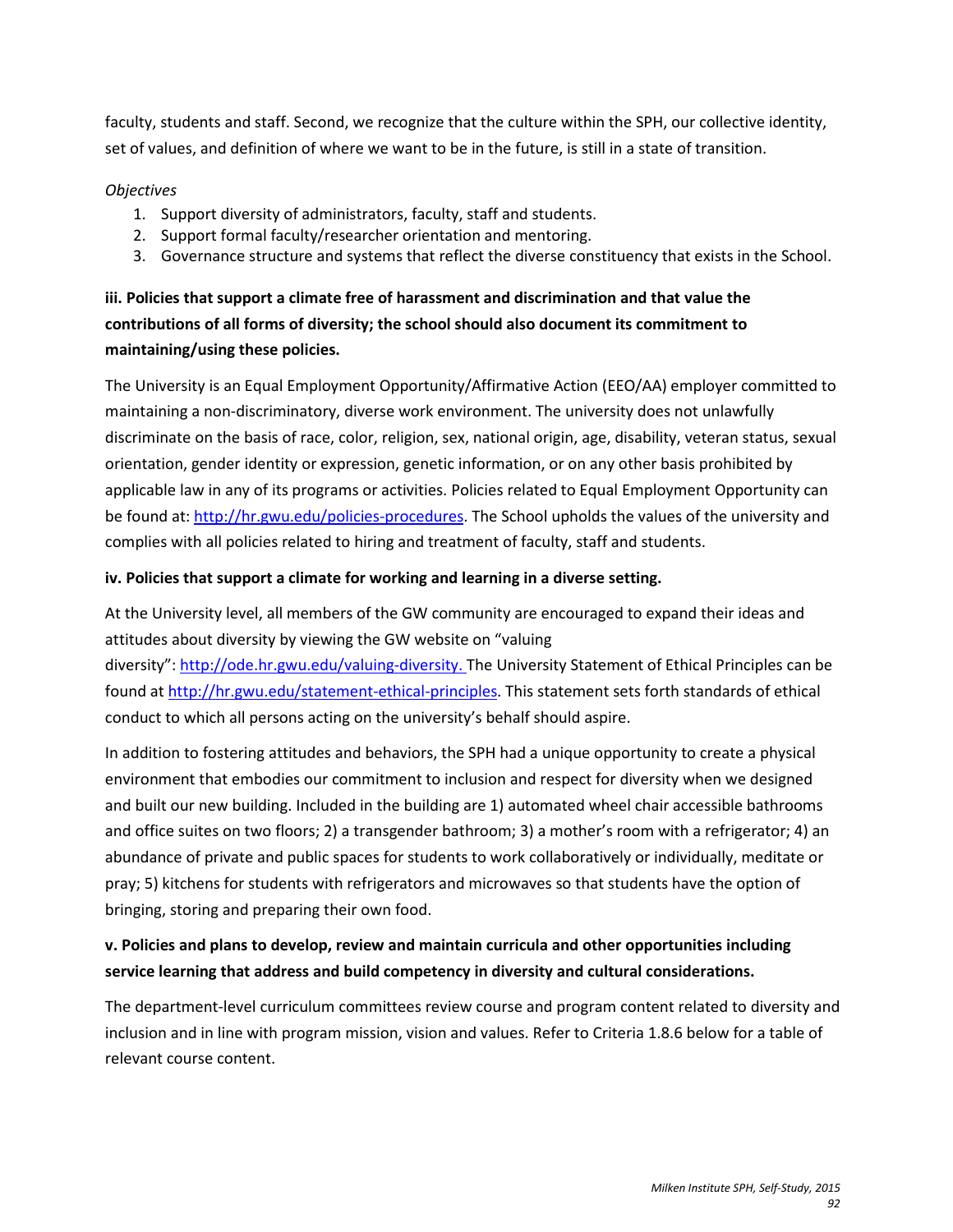faculty, students and staff. Second, we recognize that the culture within the SPH, our collective identity, set of values, and definition of where we want to be in the future, is still in a state of transition.

*Objectives*

1. Support diversity of administrators, faculty, staff and students.
2. Support formal faculty/researcher orientation and mentoring.
3. Governance structure and systems that reflect the diverse constituency that exists in the School.

**iii. Policies that support a climate free of harassment and discrimination and that value the contributions of all forms of diversity; the school should also document its commitment to maintaining/using these policies.**

The University is an Equal Employment Opportunity/Affirmative Action (EEO/AA) employer committed to maintaining a non-discriminatory, diverse work environment. The university does not unlawfully discriminate on the basis of race, color, religion, sex, national origin, age, disability, veteran status, sexual orientation, gender identity or expression, genetic information, or on any other basis prohibited by applicable law in any of its programs or activities. Policies related to Equal Employment Opportunity can be found at: http://hr.gwu.edu/policies-procedures. The School upholds the values of the university and complies with all policies related to hiring and treatment of faculty, staff and students.

**iv. Policies that support a climate for working and learning in a diverse setting.**

At the University level, all members of the GW community are encouraged to expand their ideas and attitudes about diversity by viewing the GW website on "valuing diversity": http://ode.hr.gwu.edu/valuing-diversity. The University Statement of Ethical Principles can be found at http://hr.gwu.edu/statement-ethical-principles. This statement sets forth standards of ethical conduct to which all persons acting on the university's behalf should aspire.

In addition to fostering attitudes and behaviors, the SPH had a unique opportunity to create a physical environment that embodies our commitment to inclusion and respect for diversity when we designed and built our new building. Included in the building are 1) automated wheel chair accessible bathrooms and office suites on two floors; 2) a transgender bathroom; 3) a mother's room with a refrigerator; 4) an abundance of private and public spaces for students to work collaboratively or individually, meditate or pray; 5) kitchens for students with refrigerators and microwaves so that students have the option of bringing, storing and preparing their own food.

**v. Policies and plans to develop, review and maintain curricula and other opportunities including service learning that address and build competency in diversity and cultural considerations.**

The department-level curriculum committees review course and program content related to diversity and inclusion and in line with program mission, vision and values. Refer to Criteria 1.8.6 below for a table of relevant course content.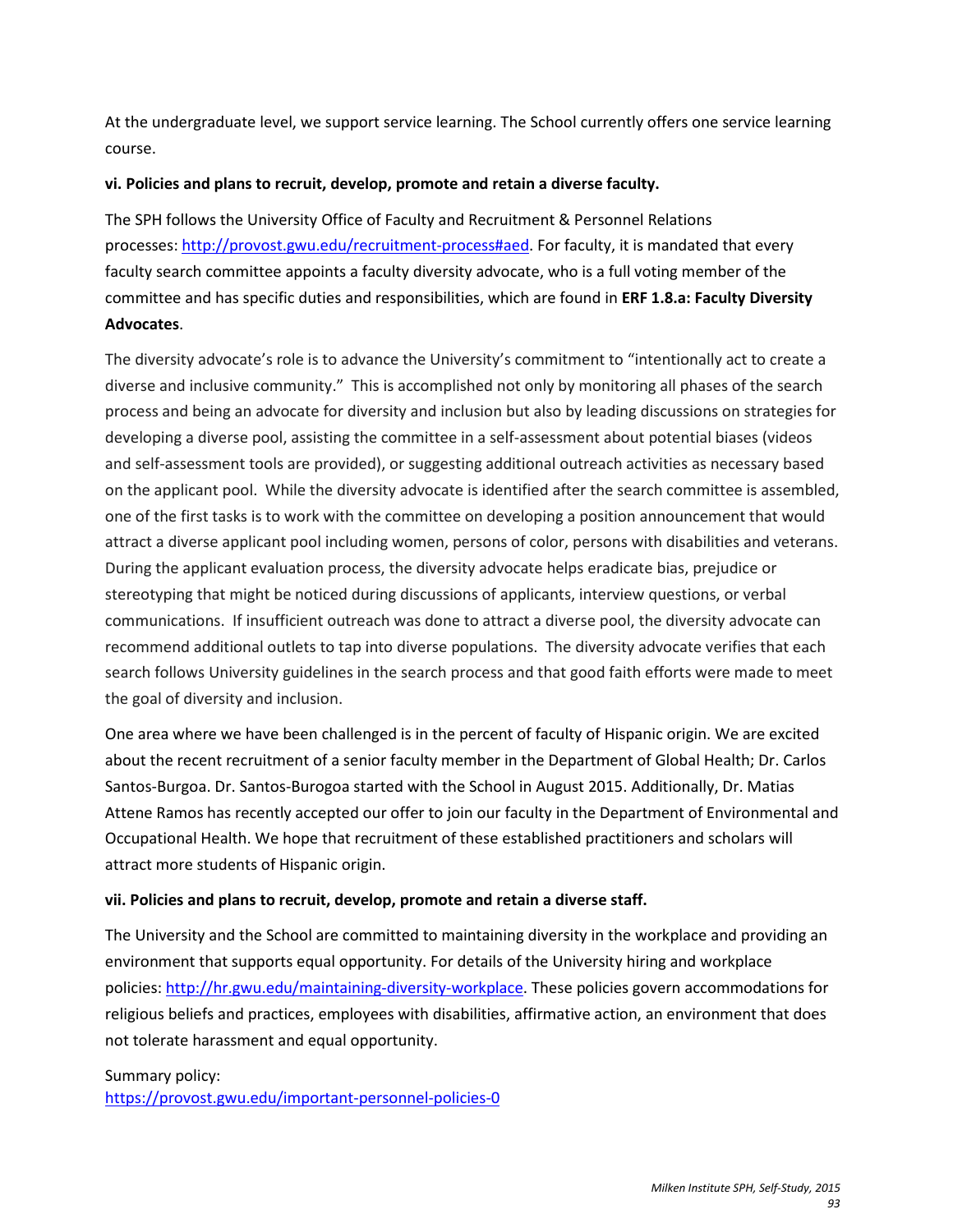At the undergraduate level, we support service learning. The School currently offers one service learning course.

**vi. Policies and plans to recruit, develop, promote and retain a diverse faculty.**

The SPH follows the University Office of Faculty and Recruitment & Personnel Relations processes: [http://provost.gwu.edu/recruitment-process#aed](http://provost.gwu.edu/recruitment-process#aed). For faculty, it is mandated that every faculty search committee appoints a faculty diversity advocate, who is a full voting member of the committee and has specific duties and responsibilities, which are found in **ERF 1.8.a: Faculty Diversity Advocates**.

The diversity advocate's role is to advance the University's commitment to "intentionally act to create a diverse and inclusive community." This is accomplished not only by monitoring all phases of the search process and being an advocate for diversity and inclusion but also by leading discussions on strategies for developing a diverse pool, assisting the committee in a self-assessment about potential biases (videos and self-assessment tools are provided), or suggesting additional outreach activities as necessary based on the applicant pool. While the diversity advocate is identified after the search committee is assembled, one of the first tasks is to work with the committee on developing a position announcement that would attract a diverse applicant pool including women, persons of color, persons with disabilities and veterans. During the applicant evaluation process, the diversity advocate helps eradicate bias, prejudice or stereotyping that might be noticed during discussions of applicants, interview questions, or verbal communications. If insufficient outreach was done to attract a diverse pool, the diversity advocate can recommend additional outlets to tap into diverse populations. The diversity advocate verifies that each search follows University guidelines in the search process and that good faith efforts were made to meet the goal of diversity and inclusion.

One area where we have been challenged is in the percent of faculty of Hispanic origin. We are excited about the recent recruitment of a senior faculty member in the Department of Global Health; Dr. Carlos Santos-Burgoa. Dr. Santos-Burogoa started with the School in August 2015. Additionally, Dr. Matias Attene Ramos has recently accepted our offer to join our faculty in the Department of Environmental and Occupational Health. We hope that recruitment of these established practitioners and scholars will attract more students of Hispanic origin.

**vii. Policies and plans to recruit, develop, promote and retain a diverse staff.**

The University and the School are committed to maintaining diversity in the workplace and providing an environment that supports equal opportunity. For details of the University hiring and workplace policies: [http://hr.gwu.edu/maintaining-diversity-workplace](http://hr.gwu.edu/maintaining-diversity-workplace). These policies govern accommodations for religious beliefs and practices, employees with disabilities, affirmative action, an environment that does not tolerate harassment and equal opportunity.

Summary policy:
[https://provost.gwu.edu/important-personnel-policies-0](https://provost.gwu.edu/important-personnel-policies-0)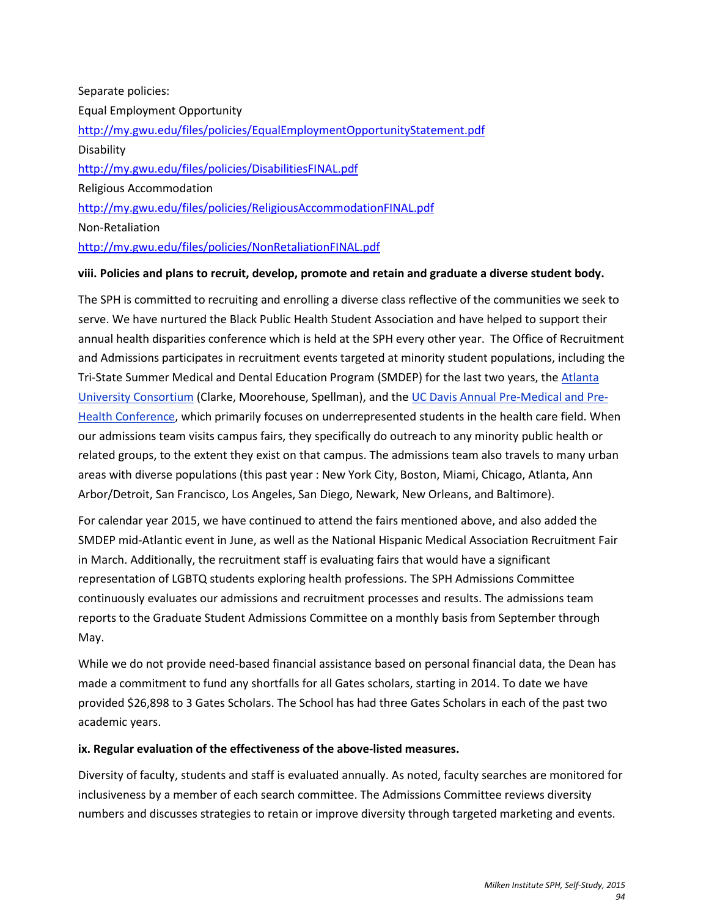Separate policies:

Equal Employment Opportunity

http://my.gwu.edu/files/policies/EqualEmploymentOpportunityStatement.pdf

Disability

http://my.gwu.edu/files/policies/DisabilitiesFINAL.pdf

Religious Accommodation

http://my.gwu.edu/files/policies/ReligiousAccommodationFINAL.pdf

Non-Retaliation

http://my.gwu.edu/files/policies/NonRetaliationFINAL.pdf

**viii. Policies and plans to recruit, develop, promote and retain and graduate a diverse student body.**

The SPH is committed to recruiting and enrolling a diverse class reflective of the communities we seek to serve. We have nurtured the Black Public Health Student Association and have helped to support their annual health disparities conference which is held at the SPH every other year. The Office of Recruitment and Admissions participates in recruitment events targeted at minority student populations, including the Tri-State Summer Medical and Dental Education Program (SMDEP) for the last two years, the Atlanta University Consortium (Clarke, Moorehouse, Spellman), and the UC Davis Annual Pre-Medical and Pre-Health Conference, which primarily focuses on underrepresented students in the health care field. When our admissions team visits campus fairs, they specifically do outreach to any minority public health or related groups, to the extent they exist on that campus. The admissions team also travels to many urban areas with diverse populations (this past year : New York City, Boston, Miami, Chicago, Atlanta, Ann Arbor/Detroit, San Francisco, Los Angeles, San Diego, Newark, New Orleans, and Baltimore).

For calendar year 2015, we have continued to attend the fairs mentioned above, and also added the SMDEP mid-Atlantic event in June, as well as the National Hispanic Medical Association Recruitment Fair in March. Additionally, the recruitment staff is evaluating fairs that would have a significant representation of LGBTQ students exploring health professions. The SPH Admissions Committee continuously evaluates our admissions and recruitment processes and results. The admissions team reports to the Graduate Student Admissions Committee on a monthly basis from September through May.

While we do not provide need-based financial assistance based on personal financial data, the Dean has made a commitment to fund any shortfalls for all Gates scholars, starting in 2014. To date we have provided $26,898 to 3 Gates Scholars. The School has had three Gates Scholars in each of the past two academic years.

**ix. Regular evaluation of the effectiveness of the above-listed measures.**

Diversity of faculty, students and staff is evaluated annually. As noted, faculty searches are monitored for inclusiveness by a member of each search committee. The Admissions Committee reviews diversity numbers and discusses strategies to retain or improve diversity through targeted marketing and events.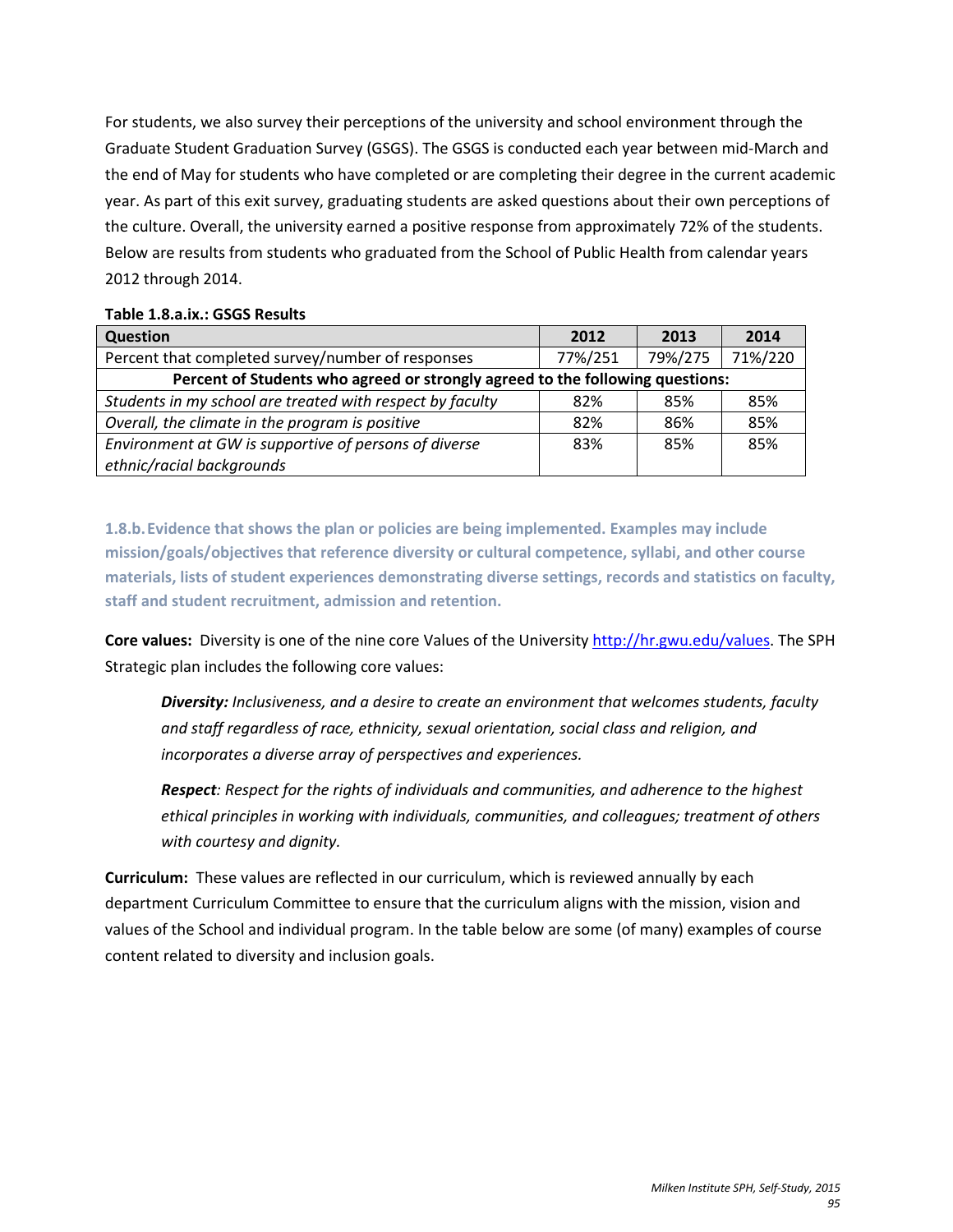For students, we also survey their perceptions of the university and school environment through the Graduate Student Graduation Survey (GSGS). The GSGS is conducted each year between mid-March and the end of May for students who have completed or are completing their degree in the current academic year. As part of this exit survey, graduating students are asked questions about their own perceptions of the culture. Overall, the university earned a positive response from approximately 72% of the students. Below are results from students who graduated from the School of Public Health from calendar years 2012 through 2014.

**Table 1.8.a.ix.: GSGS Results**

| Question | 2012 | 2013 | 2014 |
|---|---|---|---|
| Percent that completed survey/number of responses | 77%/251 | 79%/275 | 71%/220 |
| **Percent of Students who agreed or strongly agreed to the following questions:** | | | |
| *Students in my school are treated with respect by faculty* | 82% | 85% | 85% |
| *Overall, the climate in the program is positive* | 82% | 86% | 85% |
| *Environment at GW is supportive of persons of diverse ethnic/racial backgrounds* | 83% | 85% | 85% |

**1.8.b. Evidence that shows the plan or policies are being implemented. Examples may include mission/goals/objectives that reference diversity or cultural competence, syllabi, and other course materials, lists of student experiences demonstrating diverse settings, records and statistics on faculty, staff and student recruitment, admission and retention.**

**Core values:** Diversity is one of the nine core Values of the University http://hr.gwu.edu/values. The SPH Strategic plan includes the following core values:

> ***Diversity:*** *Inclusiveness, and a desire to create an environment that welcomes students, faculty and staff regardless of race, ethnicity, sexual orientation, social class and religion, and incorporates a diverse array of perspectives and experiences.*
>
> ***Respect****: Respect for the rights of individuals and communities, and adherence to the highest ethical principles in working with individuals, communities, and colleagues; treatment of others with courtesy and dignity.*

**Curriculum:** These values are reflected in our curriculum, which is reviewed annually by each department Curriculum Committee to ensure that the curriculum aligns with the mission, vision and values of the School and individual program. In the table below are some (of many) examples of course content related to diversity and inclusion goals.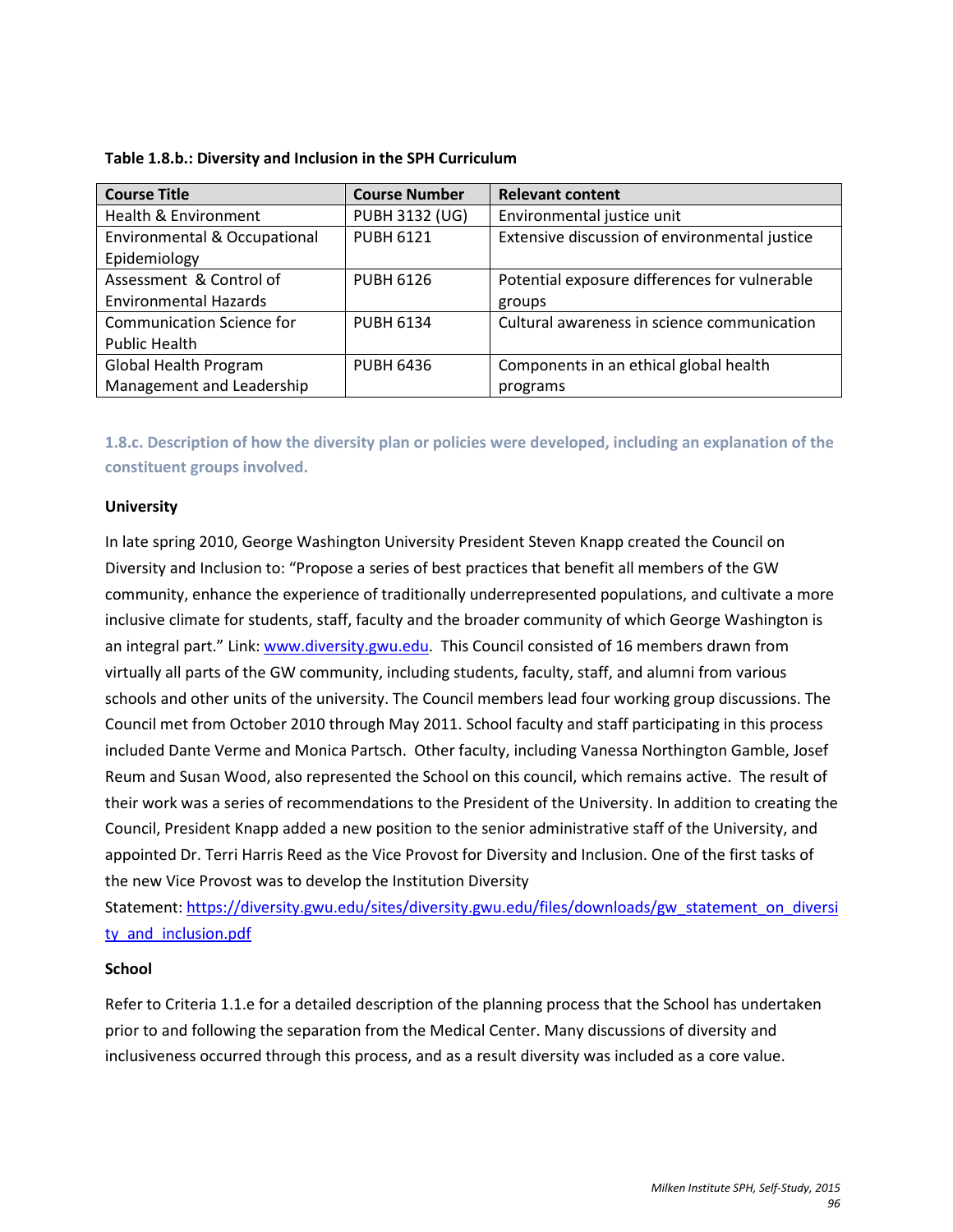**Table 1.8.b.: Diversity and Inclusion in the SPH Curriculum**

| Course Title | Course Number | Relevant content |
|---|---|---|
| Health & Environment | PUBH 3132 (UG) | Environmental justice unit |
| Environmental & Occupational Epidemiology | PUBH 6121 | Extensive discussion of environmental justice |
| Assessment & Control of Environmental Hazards | PUBH 6126 | Potential exposure differences for vulnerable groups |
| Communication Science for Public Health | PUBH 6134 | Cultural awareness in science communication |
| Global Health Program Management and Leadership | PUBH 6436 | Components in an ethical global health programs |

### 1.8.c. Description of how the diversity plan or policies were developed, including an explanation of the constituent groups involved.

**University**

In late spring 2010, George Washington University President Steven Knapp created the Council on Diversity and Inclusion to: "Propose a series of best practices that benefit all members of the GW community, enhance the experience of traditionally underrepresented populations, and cultivate a more inclusive climate for students, staff, faculty and the broader community of which George Washington is an integral part." Link: [www.diversity.gwu.edu](www.diversity.gwu.edu). This Council consisted of 16 members drawn from virtually all parts of the GW community, including students, faculty, staff, and alumni from various schools and other units of the university. The Council members lead four working group discussions. The Council met from October 2010 through May 2011. School faculty and staff participating in this process included Dante Verme and Monica Partsch. Other faculty, including Vanessa Northington Gamble, Josef Reum and Susan Wood, also represented the School on this council, which remains active. The result of their work was a series of recommendations to the President of the University. In addition to creating the Council, President Knapp added a new position to the senior administrative staff of the University, and appointed Dr. Terri Harris Reed as the Vice Provost for Diversity and Inclusion. One of the first tasks of the new Vice Provost was to develop the Institution Diversity Statement: [https://diversity.gwu.edu/sites/diversity.gwu.edu/files/downloads/gw_statement_on_diversity_and_inclusion.pdf](https://diversity.gwu.edu/sites/diversity.gwu.edu/files/downloads/gw_statement_on_diversity_and_inclusion.pdf)

**School**

Refer to Criteria 1.1.e for a detailed description of the planning process that the School has undertaken prior to and following the separation from the Medical Center. Many discussions of diversity and inclusiveness occurred through this process, and as a result diversity was included as a core value.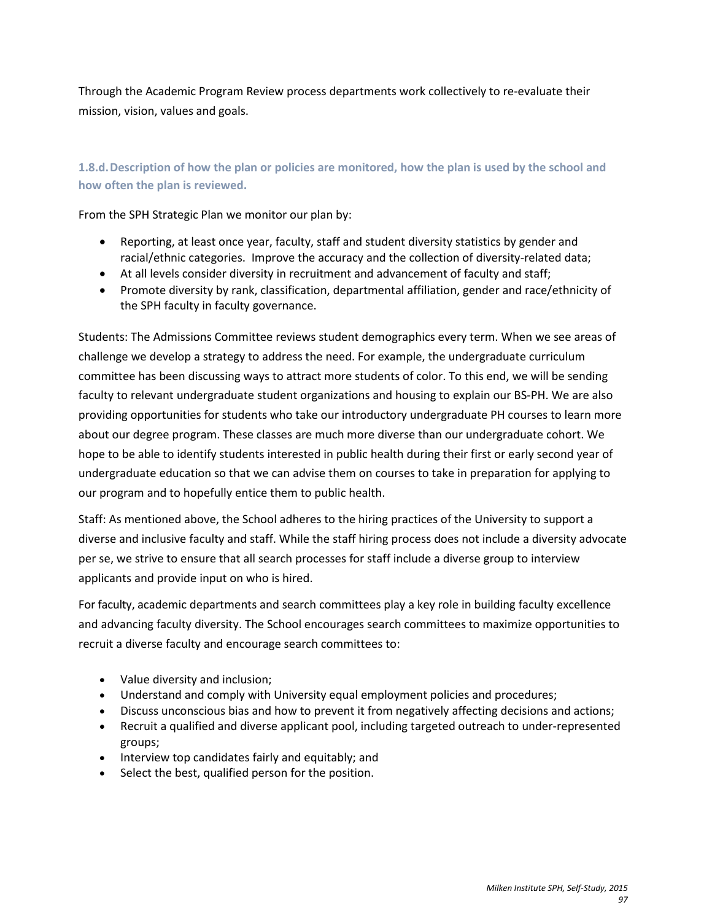Through the Academic Program Review process departments work collectively to re-evaluate their mission, vision, values and goals.

### 1.8.d. Description of how the plan or policies are monitored, how the plan is used by the school and how often the plan is reviewed.

From the SPH Strategic Plan we monitor our plan by:

- Reporting, at least once year, faculty, staff and student diversity statistics by gender and racial/ethnic categories. Improve the accuracy and the collection of diversity-related data;
- At all levels consider diversity in recruitment and advancement of faculty and staff;
- Promote diversity by rank, classification, departmental affiliation, gender and race/ethnicity of the SPH faculty in faculty governance.

Students: The Admissions Committee reviews student demographics every term. When we see areas of challenge we develop a strategy to address the need. For example, the undergraduate curriculum committee has been discussing ways to attract more students of color. To this end, we will be sending faculty to relevant undergraduate student organizations and housing to explain our BS-PH. We are also providing opportunities for students who take our introductory undergraduate PH courses to learn more about our degree program. These classes are much more diverse than our undergraduate cohort. We hope to be able to identify students interested in public health during their first or early second year of undergraduate education so that we can advise them on courses to take in preparation for applying to our program and to hopefully entice them to public health.

Staff: As mentioned above, the School adheres to the hiring practices of the University to support a diverse and inclusive faculty and staff. While the staff hiring process does not include a diversity advocate per se, we strive to ensure that all search processes for staff include a diverse group to interview applicants and provide input on who is hired.

For faculty, academic departments and search committees play a key role in building faculty excellence and advancing faculty diversity. The School encourages search committees to maximize opportunities to recruit a diverse faculty and encourage search committees to:

- Value diversity and inclusion;
- Understand and comply with University equal employment policies and procedures;
- Discuss unconscious bias and how to prevent it from negatively affecting decisions and actions;
- Recruit a qualified and diverse applicant pool, including targeted outreach to under-represented groups;
- Interview top candidates fairly and equitably; and
- Select the best, qualified person for the position.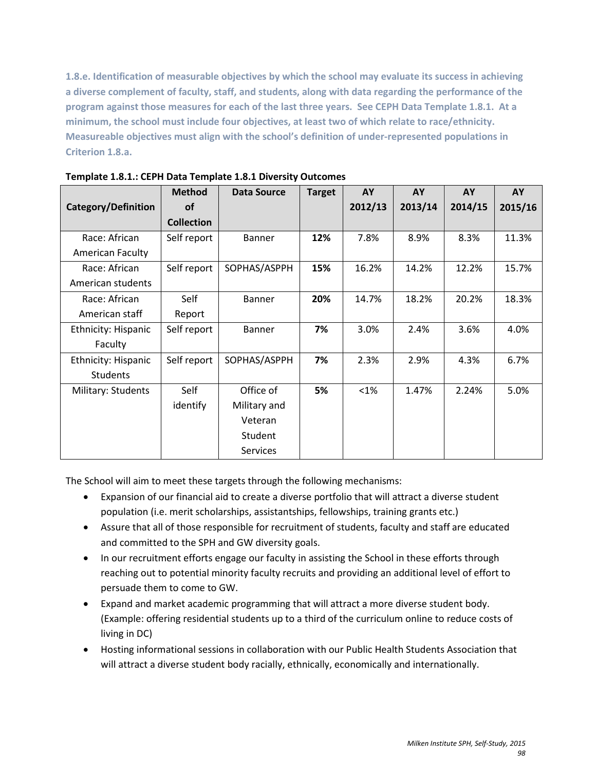**1.8.e. Identification of measurable objectives by which the school may evaluate its success in achieving a diverse complement of faculty, staff, and students, along with data regarding the performance of the program against those measures for each of the last three years. See CEPH Data Template 1.8.1. At a minimum, the school must include four objectives, at least two of which relate to race/ethnicity. Measureable objectives must align with the school's definition of under-represented populations in Criterion 1.8.a.**

**Template 1.8.1.: CEPH Data Template 1.8.1 Diversity Outcomes**

| Category/Definition | Method of Collection | Data Source | Target | AY 2012/13 | AY 2013/14 | AY 2014/15 | AY 2015/16 |
|---|---|---|---|---|---|---|---|
| Race: African American Faculty | Self report | Banner | **12%** | 7.8% | 8.9% | 8.3% | 11.3% |
| Race: African American students | Self report | SOPHAS/ASPPH | **15%** | 16.2% | 14.2% | 12.2% | 15.7% |
| Race: African American staff | Self Report | Banner | **20%** | 14.7% | 18.2% | 20.2% | 18.3% |
| Ethnicity: Hispanic Faculty | Self report | Banner | **7%** | 3.0% | 2.4% | 3.6% | 4.0% |
| Ethnicity: Hispanic Students | Self report | SOPHAS/ASPPH | **7%** | 2.3% | 2.9% | 4.3% | 6.7% |
| Military: Students | Self identify | Office of Military and Veteran Student Services | **5%** | <1% | 1.47% | 2.24% | 5.0% |

The School will aim to meet these targets through the following mechanisms:

- Expansion of our financial aid to create a diverse portfolio that will attract a diverse student population (i.e. merit scholarships, assistantships, fellowships, training grants etc.)
- Assure that all of those responsible for recruitment of students, faculty and staff are educated and committed to the SPH and GW diversity goals.
- In our recruitment efforts engage our faculty in assisting the School in these efforts through reaching out to potential minority faculty recruits and providing an additional level of effort to persuade them to come to GW.
- Expand and market academic programming that will attract a more diverse student body. (Example: offering residential students up to a third of the curriculum online to reduce costs of living in DC)
- Hosting informational sessions in collaboration with our Public Health Students Association that will attract a diverse student body racially, ethnically, economically and internationally.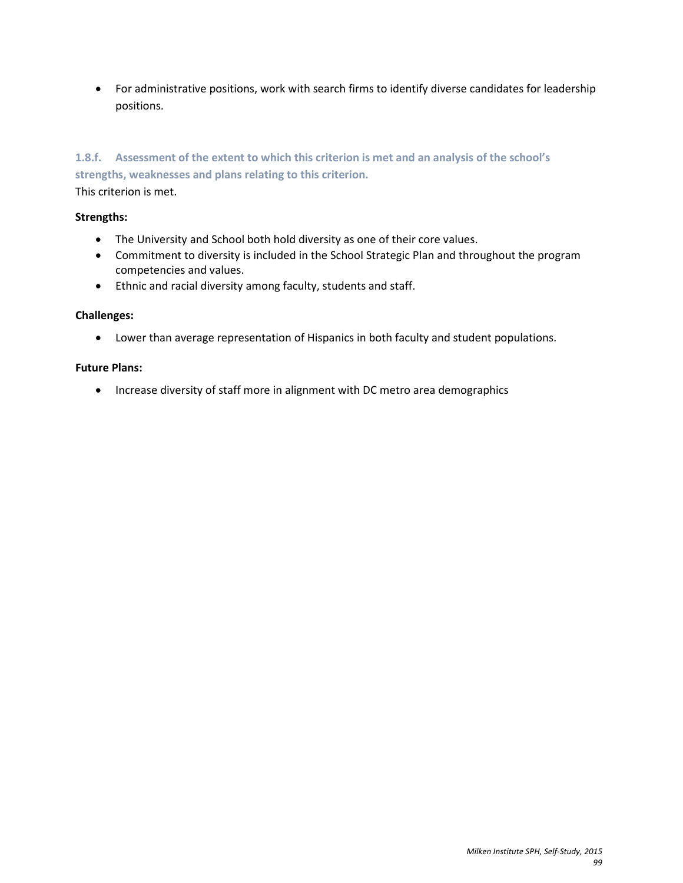- For administrative positions, work with search firms to identify diverse candidates for leadership positions.

### 1.8.f. Assessment of the extent to which this criterion is met and an analysis of the school's strengths, weaknesses and plans relating to this criterion.

This criterion is met.

**Strengths:**

- The University and School both hold diversity as one of their core values.
- Commitment to diversity is included in the School Strategic Plan and throughout the program competencies and values.
- Ethnic and racial diversity among faculty, students and staff.

**Challenges:**

- Lower than average representation of Hispanics in both faculty and student populations.

**Future Plans:**

- Increase diversity of staff more in alignment with DC metro area demographics